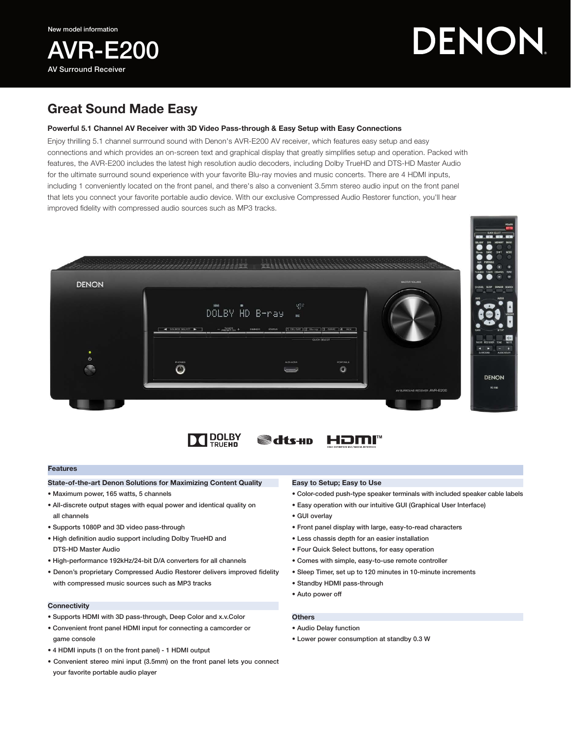New model information

# AVR-E200

AV Surround Receiver

DENON

## Great Sound Made Easy

**Powerful 5.1 Channel AV Receiver with 3D Video Pass-through & Easy Setup with Easy Connections**

Enjoy thrilling 5.1 channel surrround sound with Denon's AVR-E200 AV receiver, which features easy setup and easy connections and which provides an on-screen text and graphical display that greatly simplifies setup and operation. Packed with features, the AVR-E200 includes the latest high resolution audio decoders, including Dolby TrueHD and DTS-HD Master Audio for the ultimate surround sound experience with your favorite Blu-ray movies and music concerts. There are 4 HDMI inputs, including 1 conveniently located on the front panel, and there's also a convenient 3.5mm stereo audio input on the front panel that lets you connect your favorite portable audio device. With our exclusive Compressed Audio Restorer function, you'll hear improved fidelity with compressed audio sources such as MP3 tracks.

## Features

### State-of-the-art Denon Solutions for Maximizing Content Quality

- Maximum power, 165 watts, 5 channels
- All-discrete output stages with equal power and identical quality on all channels
- Supports 1080P and 3D video pass-through
- High definition audio support including Dolby TrueHD and DTS-HD Master Audio
- High-performance 192kHz/24-bit D/A converters for all channels
- Denon's proprietary Compressed Audio Restorer delivers improved fidelity with compressed music sources such as MP3 tracks

### Connectivity

- Supports HDMI with 3D pass-through, Deep Color and x.v.Color
- Convenient front panel HDMI input for connecting a camcorder or game console
- 4 HDMI inputs (1 on the front panel) - 1 HDMI output
- Convenient stereo mini input (3.5mm) on the front panel lets you connect your favorite portable audio player

### Easy to Setup; Easy to Use

- Color-coded push-type speaker terminals with included speaker cable labels
- Easy operation with our intuitive GUI (Graphical User Interface)
- GUI overlay
- Front panel display with large, easy-to-read characters
- Less chassis depth for an easier installation
- Four Quick Select buttons, for easy operation
- Comes with simple, easy-to-use remote controller
- Sleep Timer, set up to 120 minutes in 10-minute increments
- Standby HDMI pass-through
- Auto power off

### Others

- Audio Delay function
- Lower power consumption at standby 0.3 W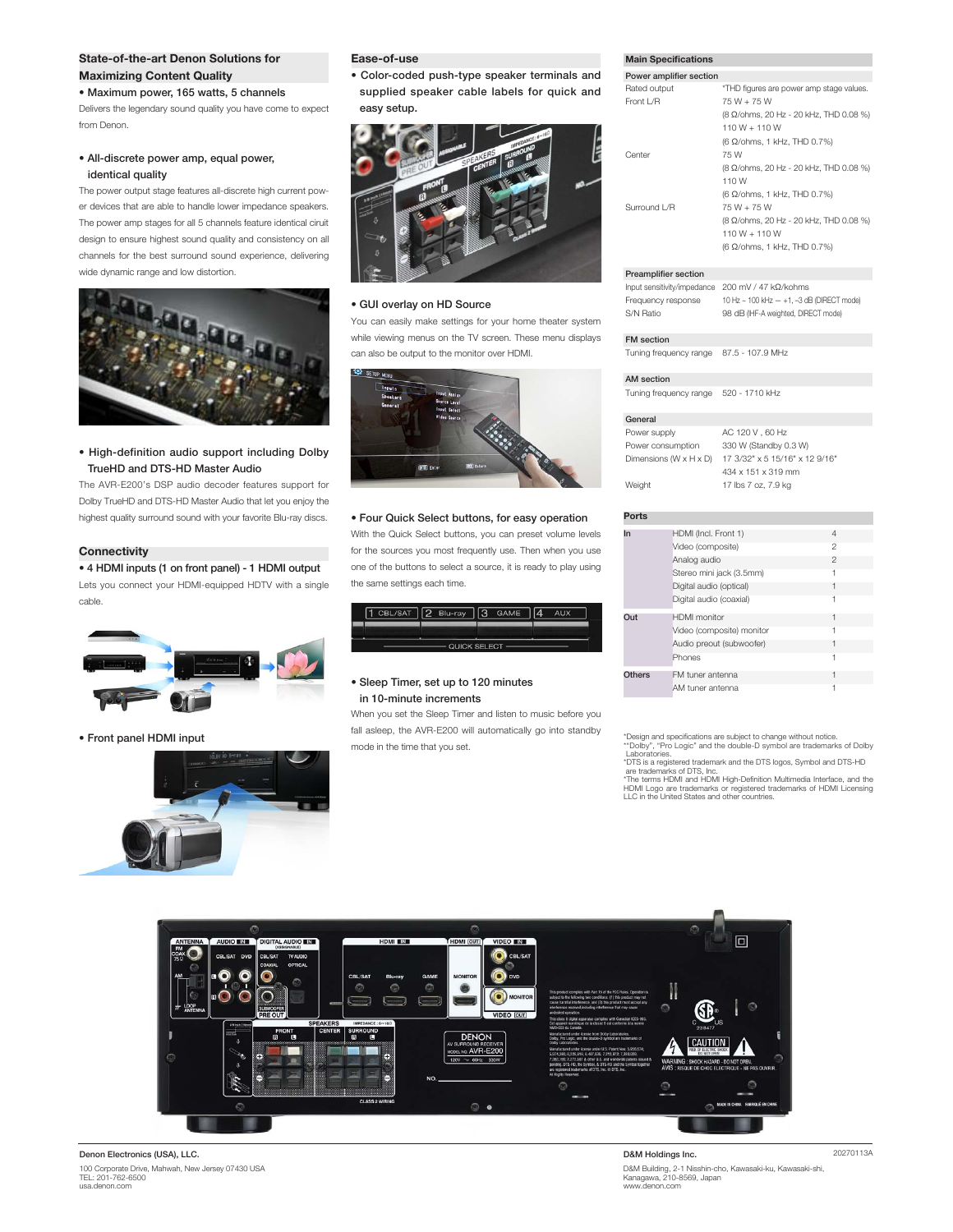## State-of-the-art Denon Solutions for Maximizing Content Quality

• Maximum power, 165 watts, 5 channels

Delivers the legendary sound quality you have come to expect from Denon.

• All-discrete power amp, equal power, identical quality

The power output stage features all-discrete high current power devices that are able to handle lower impedance speakers. The power amp stages for all 5 channels feature identical ciruit design to ensure highest sound quality and consistency on all channels for the best surround sound experience, delivering wide dynamic range and low distortion.

• High-definition audio support including Dolby TrueHD and DTS-HD Master Audio

The AVR-E200's DSP audio decoder features support for Dolby TrueHD and DTS-HD Master Audio that let you enjoy the highest quality surround sound with your favorite Blu-ray discs.

## Connectivity

• 4 HDMI inputs (1 on front panel) - 1 HDMI output

Lets you connect your HDMI-equipped HDTV with a single cable.

• Front panel HDMI input

## Ease-of-use

• Color-coded push-type speaker terminals and supplied speaker cable labels for quick and easy setup.

• GUI overlay on HD Source

You can easily make settings for your home theater system while viewing menus on the TV screen. These menu displays can also be output to the monitor over HDMI.

• Four Quick Select buttons, for easy operation

With the Quick Select buttons, you can preset volume levels for the sources you most frequently use. Then when you use one of the buttons to select a source, it is ready to play using the same settings each time.

• Sleep Timer, set up to 120 minutes in 10-minute increments

When you set the Sleep Timer and listen to music before you fall asleep, the AVR-E200 will automatically go into standby mode in the time that you set.

## Main Specifications

| | |
|---|---|
| **Power amplifier section** | |
| Rated output | *THD figures are power amp stage values. |
| Front L/R | 75 W + 75 W (8 Ω/ohms, 20 Hz - 20 kHz, THD 0.08 %) 110 W + 110 W (6 Ω/ohms, 1 kHz, THD 0.7%) |
| Center | 75 W (8 Ω/ohms, 20 Hz - 20 kHz, THD 0.08 %) 110 W (6 Ω/ohms, 1 kHz, THD 0.7%) |
| Surround L/R | 75 W + 75 W (8 Ω/ohms, 20 Hz - 20 kHz, THD 0.08 %) 110 W + 110 W (6 Ω/ohms, 1 kHz, THD 0.7%) |
| **Preamplifier section** | |
| Input sensitivity/impedance | 200 mV / 47 kΩ/kohms |
| Frequency response | 10 Hz – 100 kHz — +1, –3 dB (DIRECT mode) |
| S/N Ratio | 98 dB (IHF-A weighted, DIRECT mode) |
| **FM section** | |
| Tuning frequency range | 87.5 - 107.9 MHz |
| **AM section** | |
| Tuning frequency range | 520 - 1710 kHz |
| **General** | |
| Power supply | AC 120 V , 60 Hz |
| Power consumption | 330 W (Standby 0.3 W) |
| Dimensions (W x H x D) | 17 3/32" x 5 15/16" x 12 9/16" 434 x 151 x 319 mm |
| Weight | 17 lbs 7 oz, 7.9 kg |

## Ports

| | | |
|---|---|---|
| In | HDMI (Incl. Front 1) | 4 |
| | Video (composite) | 2 |
| | Analog audio | 2 |
| | Stereo mini jack (3.5mm) | 1 |
| | Digital audio (optical) | 1 |
| | Digital audio (coaxial) | 1 |
| Out | HDMI monitor | 1 |
| | Video (composite) monitor | 1 |
| | Audio preout (subwoofer) | 1 |
| | Phones | 1 |
| Others | FM tuner antenna | 1 |
| | AM tuner antenna | 1 |

*Design and specifications are subject to change without notice.
*"Dolby", "Pro Logic" and the double-D symbol are trademarks of Dolby Laboratories.
*DTS is a registered trademark and the DTS logos, Symbol and DTS-HD are trademarks of DTS, Inc.
*The terms HDMI and HDMI High-Definition Multimedia Interface, and the HDMI Logo are trademarks or registered trademarks of HDMI Licensing LLC in the United States and other countries.

**Denon Electronics (USA), LLC.**
100 Corporate Drive, Mahwah, New Jersey 07430 USA
TEL: 201-762-6500
usa.denon.com

**D&M Holdings Inc.**
D&M Building, 2-1 Nisshin-cho, Kawasaki-ku, Kawasaki-shi, Kanagawa, 210-8569, Japan
www.denon.com

20270113A